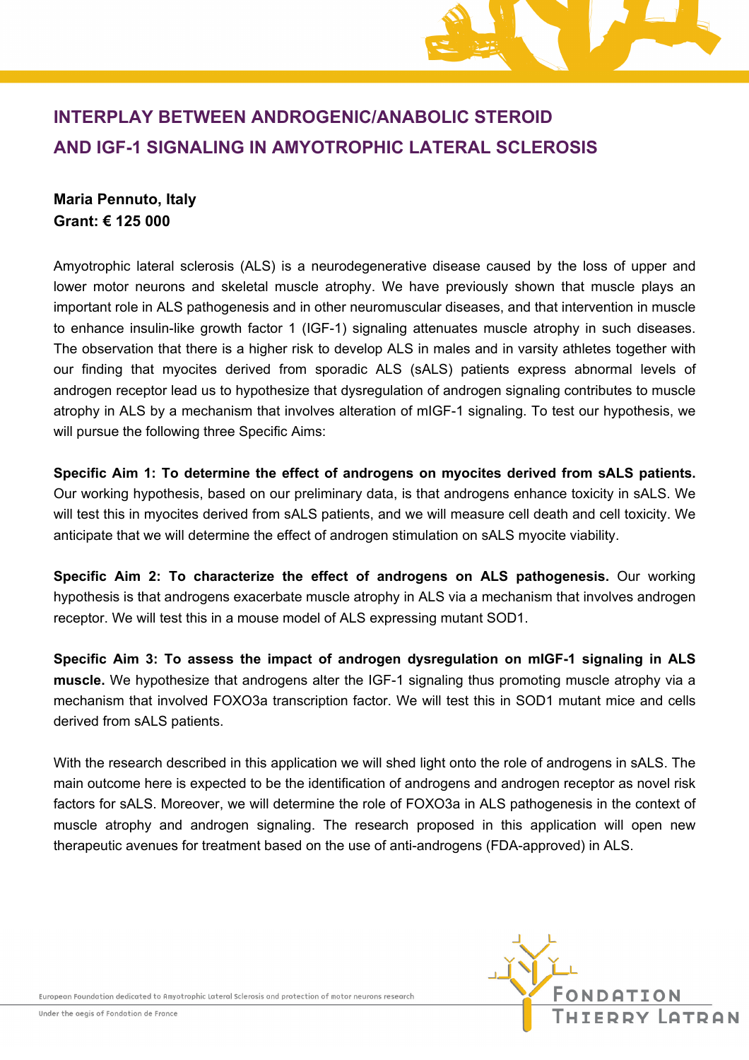# INTERPLAY BETWEEN ANDROGENIC/ANABOLIC STEROID AND IGF-1 SIGNALING IN AMYOTROPHIC LATERAL SCLEROSIS

**Maria Pennuto, Italy**
**Grant: € 125 000**

Amyotrophic lateral sclerosis (ALS) is a neurodegenerative disease caused by the loss of upper and lower motor neurons and skeletal muscle atrophy. We have previously shown that muscle plays an important role in ALS pathogenesis and in other neuromuscular diseases, and that intervention in muscle to enhance insulin-like growth factor 1 (IGF-1) signaling attenuates muscle atrophy in such diseases. The observation that there is a higher risk to develop ALS in males and in varsity athletes together with our finding that myocites derived from sporadic ALS (sALS) patients express abnormal levels of androgen receptor lead us to hypothesize that dysregulation of androgen signaling contributes to muscle atrophy in ALS by a mechanism that involves alteration of mIGF-1 signaling. To test our hypothesis, we will pursue the following three Specific Aims:

**Specific Aim 1: To determine the effect of androgens on myocites derived from sALS patients.** Our working hypothesis, based on our preliminary data, is that androgens enhance toxicity in sALS. We will test this in myocites derived from sALS patients, and we will measure cell death and cell toxicity. We anticipate that we will determine the effect of androgen stimulation on sALS myocite viability.

**Specific Aim 2: To characterize the effect of androgens on ALS pathogenesis.** Our working hypothesis is that androgens exacerbate muscle atrophy in ALS via a mechanism that involves androgen receptor. We will test this in a mouse model of ALS expressing mutant SOD1.

**Specific Aim 3: To assess the impact of androgen dysregulation on mIGF-1 signaling in ALS muscle.** We hypothesize that androgens alter the IGF-1 signaling thus promoting muscle atrophy via a mechanism that involved FOXO3a transcription factor. We will test this in SOD1 mutant mice and cells derived from sALS patients.

With the research described in this application we will shed light onto the role of androgens in sALS. The main outcome here is expected to be the identification of androgens and androgen receptor as novel risk factors for sALS. Moreover, we will determine the role of FOXO3a in ALS pathogenesis in the context of muscle atrophy and androgen signaling. The research proposed in this application will open new therapeutic avenues for treatment based on the use of anti-androgens (FDA-approved) in ALS.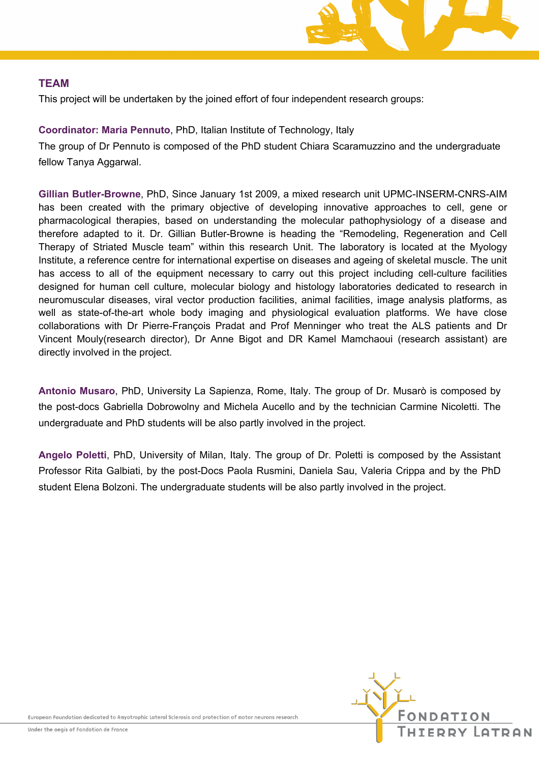## TEAM

This project will be undertaken by the joined effort of four independent research groups:

**Coordinator: Maria Pennuto**, PhD, Italian Institute of Technology, Italy

The group of Dr Pennuto is composed of the PhD student Chiara Scaramuzzino and the undergraduate fellow Tanya Aggarwal.

**Gillian Butler-Browne**, PhD, Since January 1st 2009, a mixed research unit UPMC-INSERM-CNRS-AIM has been created with the primary objective of developing innovative approaches to cell, gene or pharmacological therapies, based on understanding the molecular pathophysiology of a disease and therefore adapted to it. Dr. Gillian Butler-Browne is heading the "Remodeling, Regeneration and Cell Therapy of Striated Muscle team" within this research Unit. The laboratory is located at the Myology Institute, a reference centre for international expertise on diseases and ageing of skeletal muscle. The unit has access to all of the equipment necessary to carry out this project including cell-culture facilities designed for human cell culture, molecular biology and histology laboratories dedicated to research in neuromuscular diseases, viral vector production facilities, animal facilities, image analysis platforms, as well as state-of-the-art whole body imaging and physiological evaluation platforms. We have close collaborations with Dr Pierre-François Pradat and Prof Menninger who treat the ALS patients and Dr Vincent Mouly(research director), Dr Anne Bigot and DR Kamel Mamchaoui (research assistant) are directly involved in the project.

**Antonio Musaro**, PhD, University La Sapienza, Rome, Italy. The group of Dr. Musarò is composed by the post-docs Gabriella Dobrowolny and Michela Aucello and by the technician Carmine Nicoletti. The undergraduate and PhD students will be also partly involved in the project.

**Angelo Poletti**, PhD, University of Milan, Italy. The group of Dr. Poletti is composed by the Assistant Professor Rita Galbiati, by the post-Docs Paola Rusmini, Daniela Sau, Valeria Crippa and by the PhD student Elena Bolzoni. The undergraduate students will be also partly involved in the project.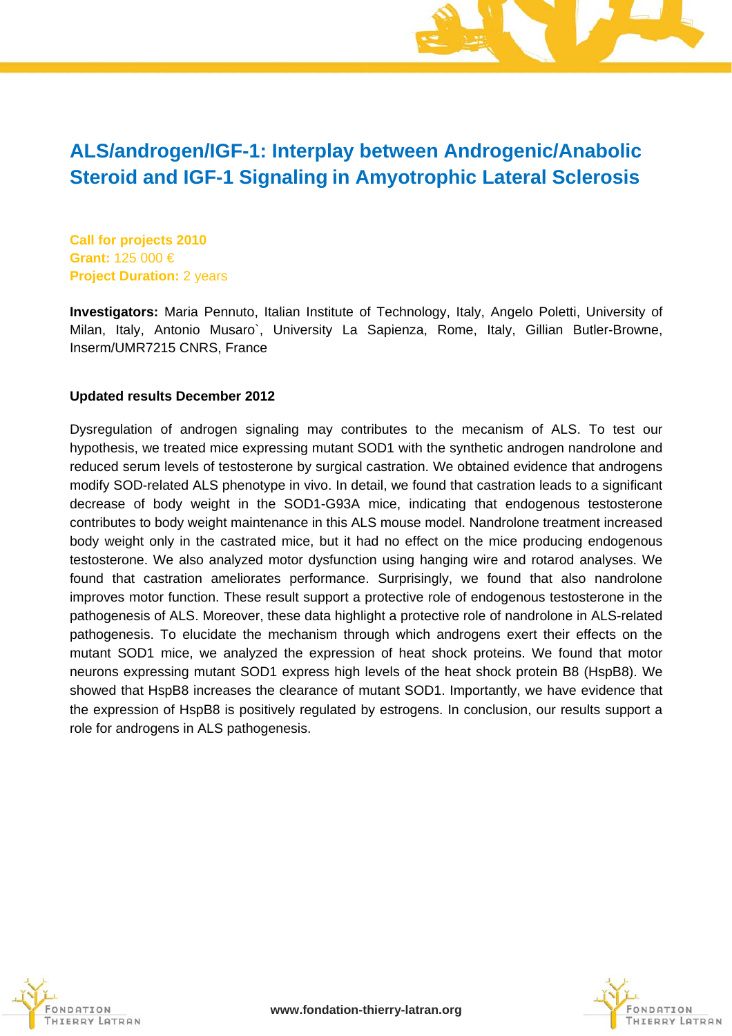# ALS/androgen/IGF-1: Interplay between Androgenic/Anabolic Steroid and IGF-1 Signaling in Amyotrophic Lateral Sclerosis

**Call for projects 2010**
**Grant:** 125 000 €
**Project Duration:** 2 years

**Investigators:** Maria Pennuto, Italian Institute of Technology, Italy, Angelo Poletti, University of Milan, Italy, Antonio Musaro`, University La Sapienza, Rome, Italy, Gillian Butler-Browne, Inserm/UMR7215 CNRS, France

**Updated results December 2012**

Dysregulation of androgen signaling may contributes to the mecanism of ALS. To test our hypothesis, we treated mice expressing mutant SOD1 with the synthetic androgen nandrolone and reduced serum levels of testosterone by surgical castration. We obtained evidence that androgens modify SOD-related ALS phenotype in vivo. In detail, we found that castration leads to a significant decrease of body weight in the SOD1-G93A mice, indicating that endogenous testosterone contributes to body weight maintenance in this ALS mouse model. Nandrolone treatment increased body weight only in the castrated mice, but it had no effect on the mice producing endogenous testosterone. We also analyzed motor dysfunction using hanging wire and rotarod analyses. We found that castration ameliorates performance. Surprisingly, we found that also nandrolone improves motor function. These result support a protective role of endogenous testosterone in the pathogenesis of ALS. Moreover, these data highlight a protective role of nandrolone in ALS-related pathogenesis. To elucidate the mechanism through which androgens exert their effects on the mutant SOD1 mice, we analyzed the expression of heat shock proteins. We found that motor neurons expressing mutant SOD1 express high levels of the heat shock protein B8 (HspB8). We showed that HspB8 increases the clearance of mutant SOD1. Importantly, we have evidence that the expression of HspB8 is positively regulated by estrogens. In conclusion, our results support a role for androgens in ALS pathogenesis.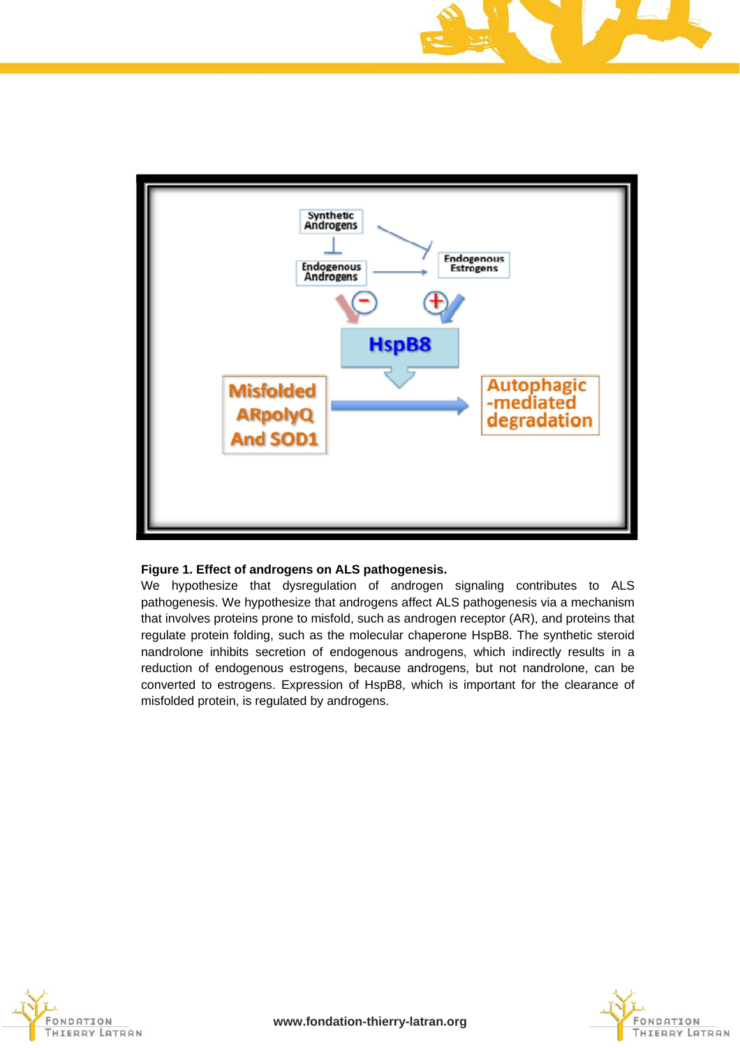Synthetic Androgens

Endogenous Androgens

Endogenous Estrogens

HspB8

Misfolded ARpolyQ And SOD1

Autophagic -mediated degradation

**Figure 1. Effect of androgens on ALS pathogenesis.**
We hypothesize that dysregulation of androgen signaling contributes to ALS pathogenesis. We hypothesize that androgens affect ALS pathogenesis via a mechanism that involves proteins prone to misfold, such as androgen receptor (AR), and proteins that regulate protein folding, such as the molecular chaperone HspB8. The synthetic steroid nandrolone inhibits secretion of endogenous androgens, which indirectly results in a reduction of endogenous estrogens, because androgens, but not nandrolone, can be converted to estrogens. Expression of HspB8, which is important for the clearance of misfolded protein, is regulated by androgens.